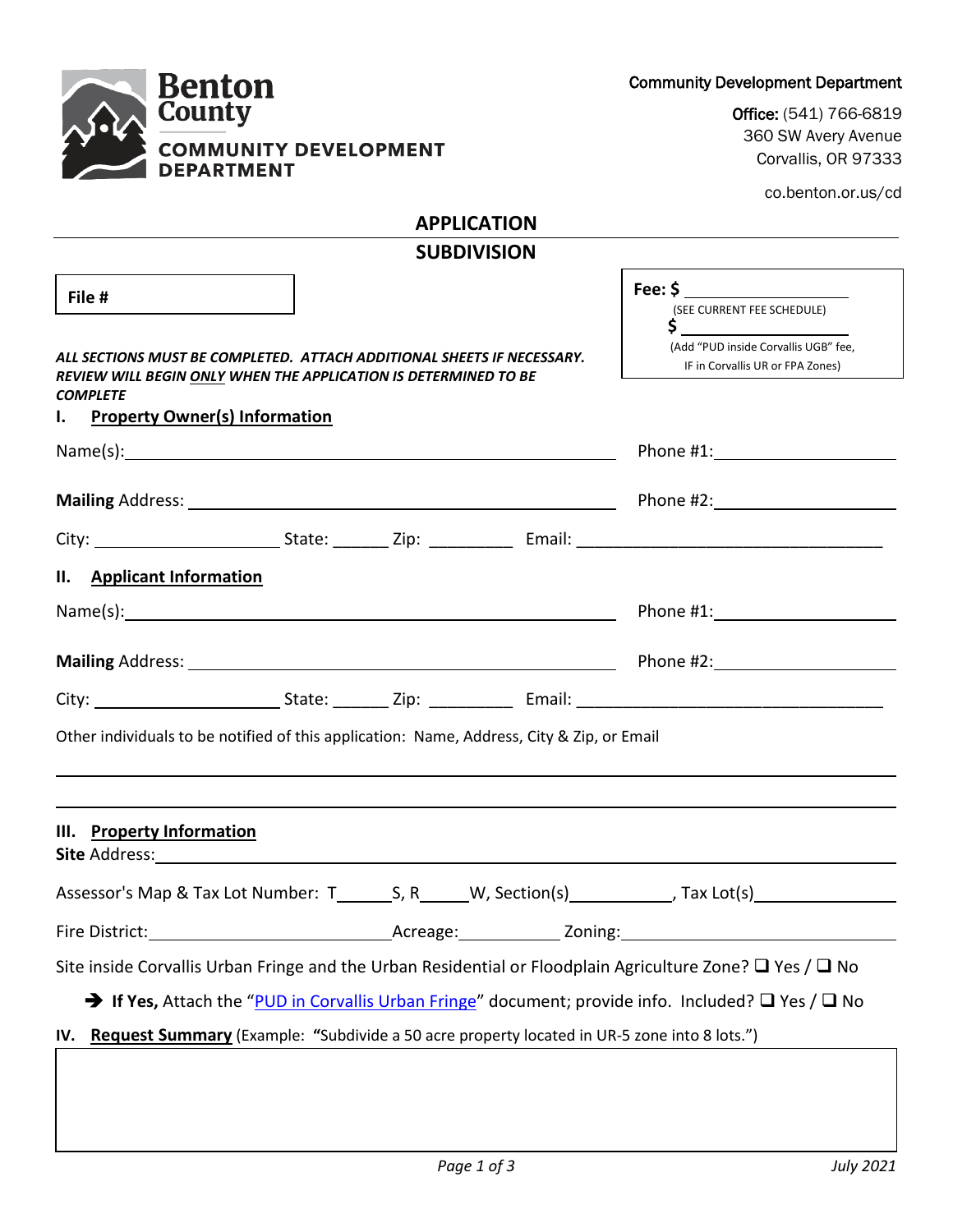**Benton County**
**COMMUNITY DEVELOPMENT DEPARTMENT**

Community Development Department

Office: (541) 766-6819
360 SW Avery Avenue
Corvallis, OR 97333

co.benton.or.us/cd

# APPLICATION
## SUBDIVISION

**File #**

**Fee: $** ____________
(SEE CURRENT FEE SCHEDULE)
**$** ____________
(Add "PUD inside Corvallis UGB" fee, IF in Corvallis UR or FPA Zones)

***ALL SECTIONS MUST BE COMPLETED. ATTACH ADDITIONAL SHEETS IF NECESSARY. REVIEW WILL BEGIN ONLY WHEN THE APPLICATION IS DETERMINED TO BE COMPLETE***

### I. Property Owner(s) Information

Name(s): ______________________________ Phone #1: ______________

**Mailing** Address: ______________________________ Phone #2: ______________

City: ______________ State: ______ Zip: _________ Email: ______________________________

### II. Applicant Information

Name(s): ______________________________ Phone #1: ______________

**Mailing** Address: ______________________________ Phone #2: ______________

City: ______________ State: ______ Zip: _________ Email: ______________________________

Other individuals to be notified of this application: Name, Address, City & Zip, or Email

______________________________________________________________________

______________________________________________________________________

### III. Property Information

**Site** Address: ______________________________________________________________________

Assessor's Map & Tax Lot Number: T______S, R_____W, Section(s)___________, Tax Lot(s)______________

Fire District: ______________________ Acreage: __________ Zoning: ______________________

Site inside Corvallis Urban Fringe and the Urban Residential or Floodplain Agriculture Zone? ☐ Yes / ☐ No

➔ **If Yes,** Attach the "PUD in Corvallis Urban Fringe" document; provide info. Included? ☐ Yes / ☐ No

### IV. Request Summary (Example: "Subdivide a 50 acre property located in UR-5 zone into 8 lots.")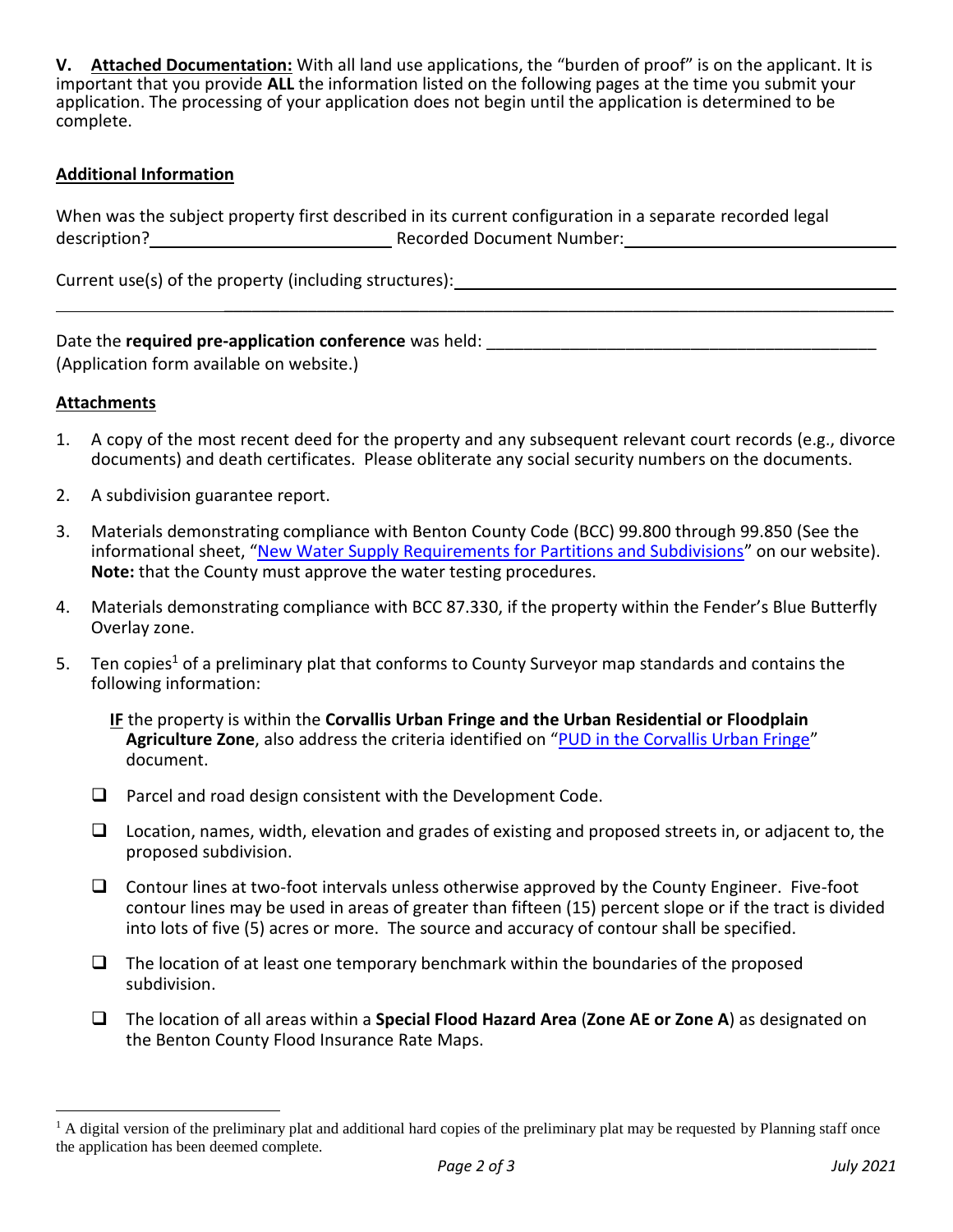**V. Attached Documentation:** With all land use applications, the "burden of proof" is on the applicant. It is important that you provide **ALL** the information listed on the following pages at the time you submit your application. The processing of your application does not begin until the application is determined to be complete.

**Additional Information**

When was the subject property first described in its current configuration in a separate recorded legal description? ____________________ Recorded Document Number: ____________________

Current use(s) of the property (including structures): ________________________________________

______________________________________________________________________________

Date the **required pre-application conference** was held: ____________________________________
(Application form available on website.)

**Attachments**

1. A copy of the most recent deed for the property and any subsequent relevant court records (e.g., divorce documents) and death certificates. Please obliterate any social security numbers on the documents.

2. A subdivision guarantee report.

3. Materials demonstrating compliance with Benton County Code (BCC) 99.800 through 99.850 (See the informational sheet, "New Water Supply Requirements for Partitions and Subdivisions" on our website). **Note:** that the County must approve the water testing procedures.

4. Materials demonstrating compliance with BCC 87.330, if the property within the Fender's Blue Butterfly Overlay zone.

5. Ten copies[1] of a preliminary plat that conforms to County Surveyor map standards and contains the following information:

   **IF** the property is within the **Corvallis Urban Fringe and the Urban Residential or Floodplain Agriculture Zone**, also address the criteria identified on "PUD in the Corvallis Urban Fringe" document.

   - ❑ Parcel and road design consistent with the Development Code.
   - ❑ Location, names, width, elevation and grades of existing and proposed streets in, or adjacent to, the proposed subdivision.
   - ❑ Contour lines at two-foot intervals unless otherwise approved by the County Engineer. Five-foot contour lines may be used in areas of greater than fifteen (15) percent slope or if the tract is divided into lots of five (5) acres or more. The source and accuracy of contour shall be specified.
   - ❑ The location of at least one temporary benchmark within the boundaries of the proposed subdivision.
   - ❑ The location of all areas within a **Special Flood Hazard Area** (**Zone AE or Zone A**) as designated on the Benton County Flood Insurance Rate Maps.

[1] A digital version of the preliminary plat and additional hard copies of the preliminary plat may be requested by Planning staff once the application has been deemed complete.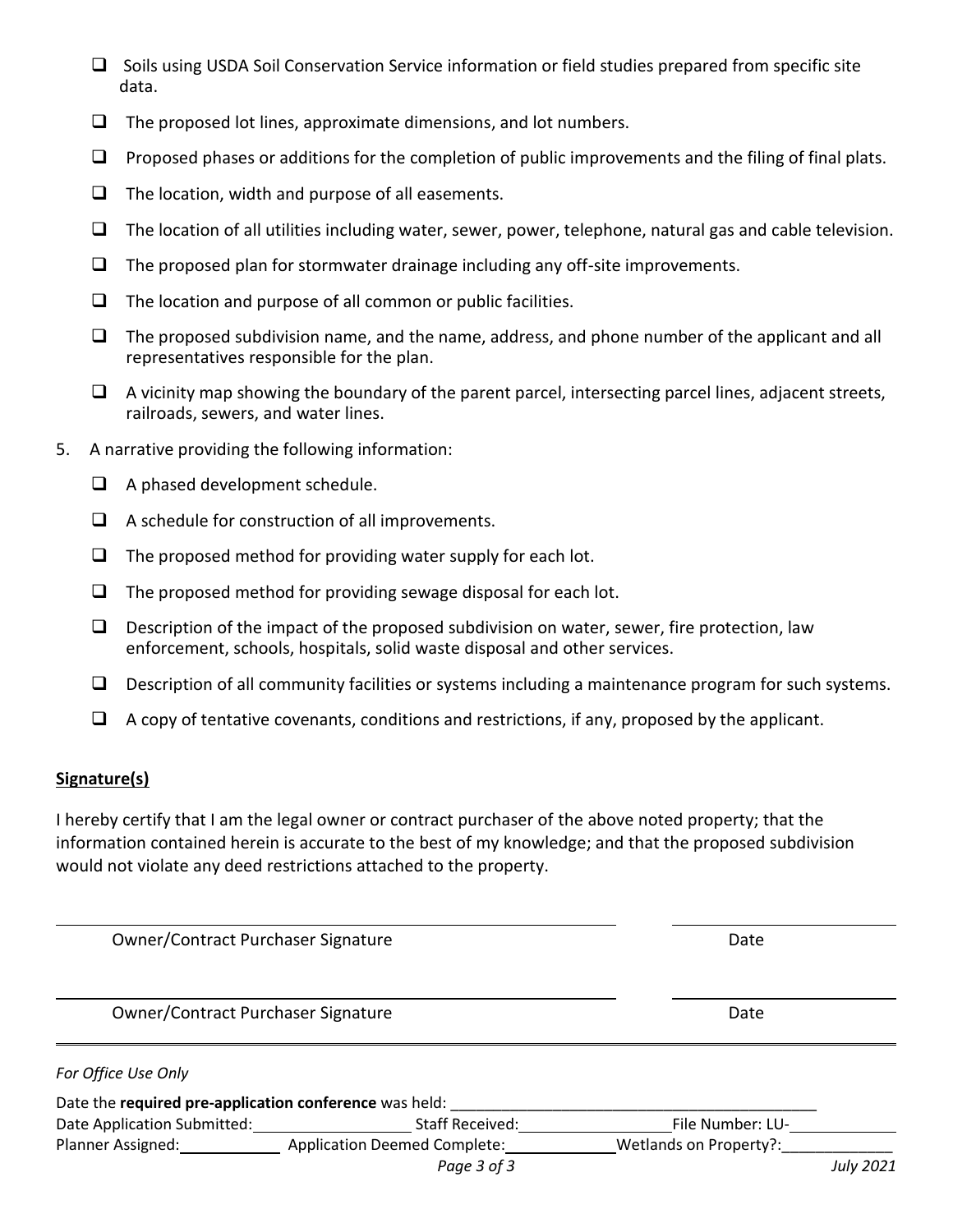- ☐ Soils using USDA Soil Conservation Service information or field studies prepared from specific site data.
- ☐ The proposed lot lines, approximate dimensions, and lot numbers.
- ☐ Proposed phases or additions for the completion of public improvements and the filing of final plats.
- ☐ The location, width and purpose of all easements.
- ☐ The location of all utilities including water, sewer, power, telephone, natural gas and cable television.
- ☐ The proposed plan for stormwater drainage including any off-site improvements.
- ☐ The location and purpose of all common or public facilities.
- ☐ The proposed subdivision name, and the name, address, and phone number of the applicant and all representatives responsible for the plan.
- ☐ A vicinity map showing the boundary of the parent parcel, intersecting parcel lines, adjacent streets, railroads, sewers, and water lines.

5. A narrative providing the following information:
   - ☐ A phased development schedule.
   - ☐ A schedule for construction of all improvements.
   - ☐ The proposed method for providing water supply for each lot.
   - ☐ The proposed method for providing sewage disposal for each lot.
   - ☐ Description of the impact of the proposed subdivision on water, sewer, fire protection, law enforcement, schools, hospitals, solid waste disposal and other services.
   - ☐ Description of all community facilities or systems including a maintenance program for such systems.
   - ☐ A copy of tentative covenants, conditions and restrictions, if any, proposed by the applicant.

## Signature(s)

I hereby certify that I am the legal owner or contract purchaser of the above noted property; that the information contained herein is accurate to the best of my knowledge; and that the proposed subdivision would not violate any deed restrictions attached to the property.

______________________________________ ______________

Owner/Contract Purchaser Signature Date

______________________________________ ______________

Owner/Contract Purchaser Signature Date

*For Office Use Only*

Date the **required pre-application conference** was held: ____________________

Date Application Submitted: __________ Staff Received: __________ File Number: LU-__________

Planner Assigned: __________ Application Deemed Complete: __________ Wetlands on Property?: __________

July 2021